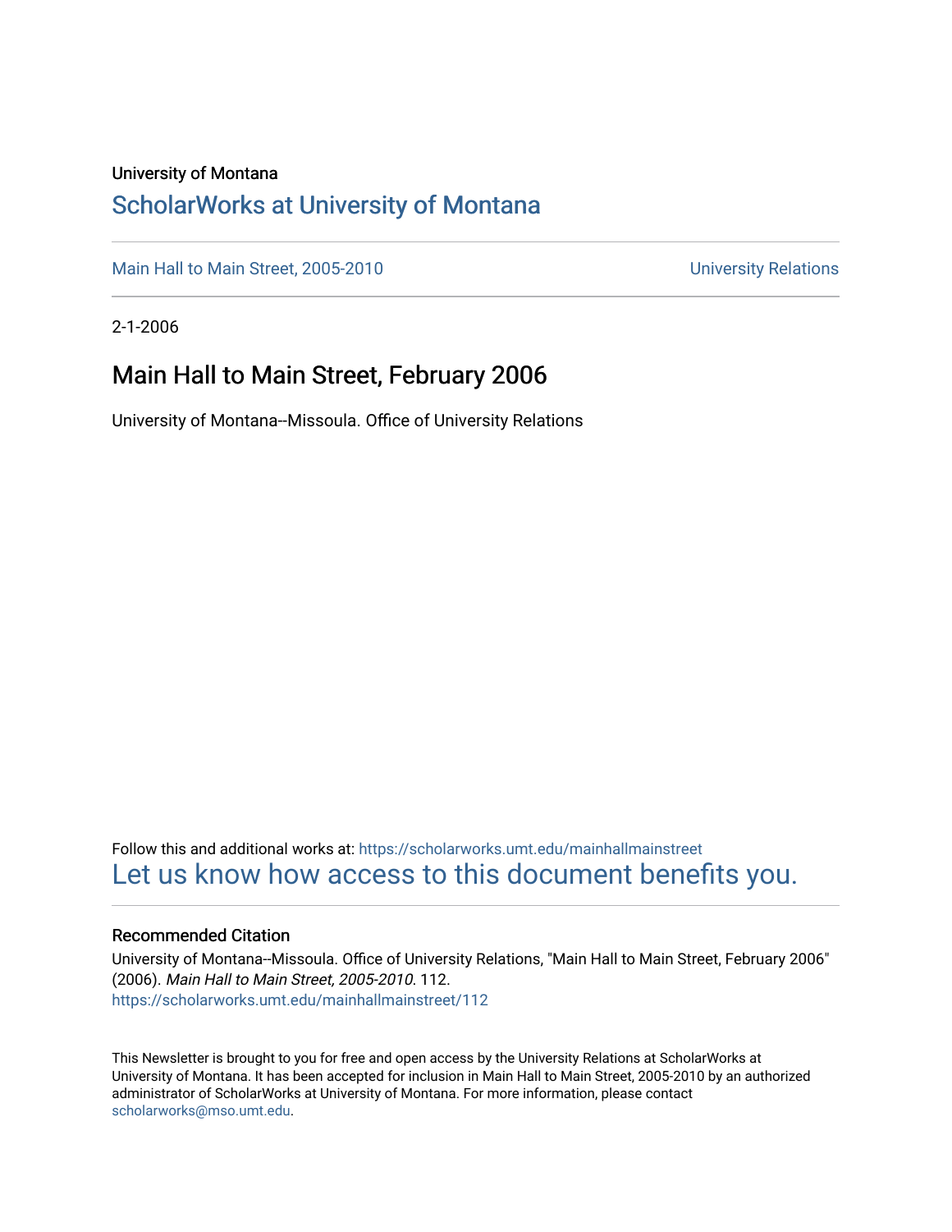University of Montana

# ScholarWorks at University of Montana

Main Hall to Main Street, 2005-2010 University Relations

2-1-2006

## Main Hall to Main Street, February 2006

University of Montana--Missoula. Office of University Relations

Follow this and additional works at: https://scholarworks.umt.edu/mainhallmainstreet

Let us know how access to this document benefits you.

### Recommended Citation

University of Montana--Missoula. Office of University Relations, "Main Hall to Main Street, February 2006" (2006). *Main Hall to Main Street, 2005-2010*. 112.
https://scholarworks.umt.edu/mainhallmainstreet/112

This Newsletter is brought to you for free and open access by the University Relations at ScholarWorks at University of Montana. It has been accepted for inclusion in Main Hall to Main Street, 2005-2010 by an authorized administrator of ScholarWorks at University of Montana. For more information, please contact scholarworks@mso.umt.edu.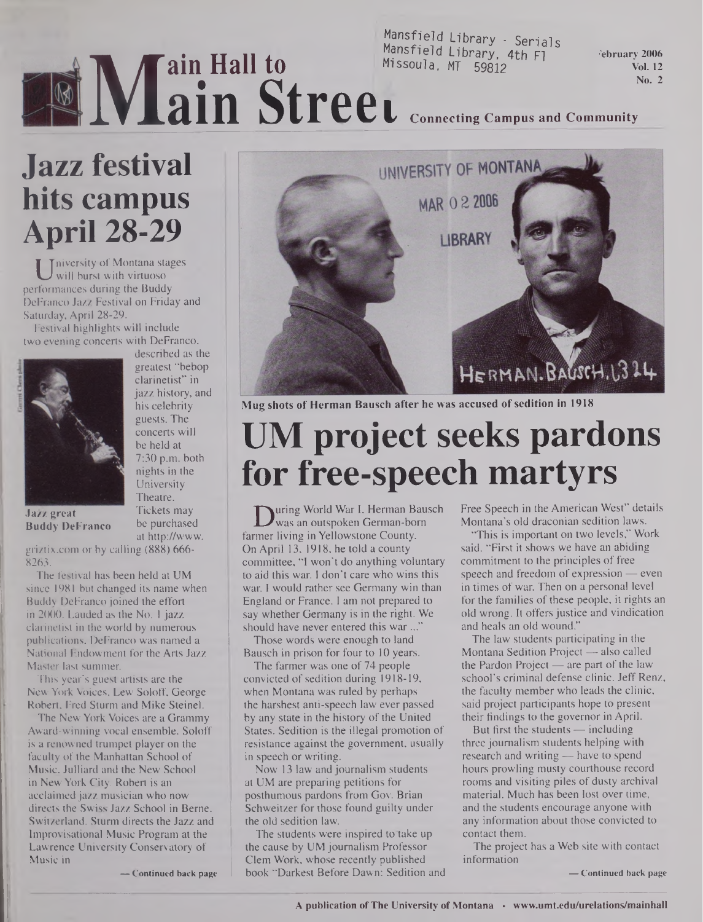Mansfield Library - Serials
Mansfield Library, 4th Fl
Missoula, MT 59812

February 2006
Vol. 12
No. 2

# Main Hall to Main Street

Connecting Campus and Community

## Jazz festival hits campus April 28-29

University of Montana stages will burst with virtuoso performances during the Buddy DeFranco Jazz Festival on Friday and Saturday, April 28-29.

Festival highlights will include two evening concerts with DeFranco, described as the greatest "bebop clarinetist" in jazz history, and his celebrity guests. The concerts will be held at 7:30 p.m. both nights in the University Theatre. Tickets may be purchased at http://www.griztix.com or by calling (888) 666-8263.

Jazz great Buddy DeFranco

The festival has been held at UM since 1981 but changed its name when Buddy DeFranco joined the effort in 2000. Lauded as the No. 1 jazz clarinetist in the world by numerous publications, DeFranco was named a National Endowment for the Arts Jazz Master last summer.

This year's guest artists are the New York Voices, Lew Soloff, George Robert, Fred Sturm and Mike Steinel.

The New York Voices are a Grammy Award-winning vocal ensemble. Soloff is a renowned trumpet player on the faculty of the Manhattan School of Music, Julliard and the New School in New York City. Robert is an acclaimed jazz musician who now directs the Swiss Jazz School in Berne, Switzerland. Sturm directs the Jazz and Improvisational Music Program at the Lawrence University Conservatory of Music in

— Continued back page

UNIVERSITY OF MONTANA
MAR 02 2006
LIBRARY

Mug shots of Herman Bausch after he was accused of sedition in 1918

## UM project seeks pardons for free-speech martyrs

During World War I, Herman Bausch was an outspoken German-born farmer living in Yellowstone County. On April 13, 1918, he told a county committee, "I won't do anything voluntary to aid this war. I don't care who wins this war. I would rather see Germany win than England or France. I am not prepared to say whether Germany is in the right. We should have never entered this war ..."

Those words were enough to land Bausch in prison for four to 10 years.

The farmer was one of 74 people convicted of sedition during 1918-19, when Montana was ruled by perhaps the harshest anti-speech law ever passed by any state in the history of the United States. Sedition is the illegal promotion of resistance against the government, usually in speech or writing.

Now 13 law and journalism students at UM are preparing petitions for posthumous pardons from Gov. Brian Schweitzer for those found guilty under the old sedition law.

The students were inspired to take up the cause by UM journalism Professor Clem Work, whose recently published book "Darkest Before Dawn: Sedition and Free Speech in the American West" details Montana's old draconian sedition laws.

"This is important on two levels," Work said. "First it shows we have an abiding commitment to the principles of free speech and freedom of expression — even in times of war. Then on a personal level for the families of these people, it rights an old wrong. It offers justice and vindication and heals an old wound."

The law students participating in the Montana Sedition Project — also called the Pardon Project — are part of the law school's criminal defense clinic. Jeff Renz, the faculty member who leads the clinic, said project participants hope to present their findings to the governor in April.

But first the students — including three journalism students helping with research and writing — have to spend hours prowling musty courthouse record rooms and visiting piles of dusty archival material. Much has been lost over time, and the students encourage anyone with any information about those convicted to contact them.

The project has a Web site with contact information

— Continued back page

A publication of The University of Montana • www.umt.edu/urelations/mainhall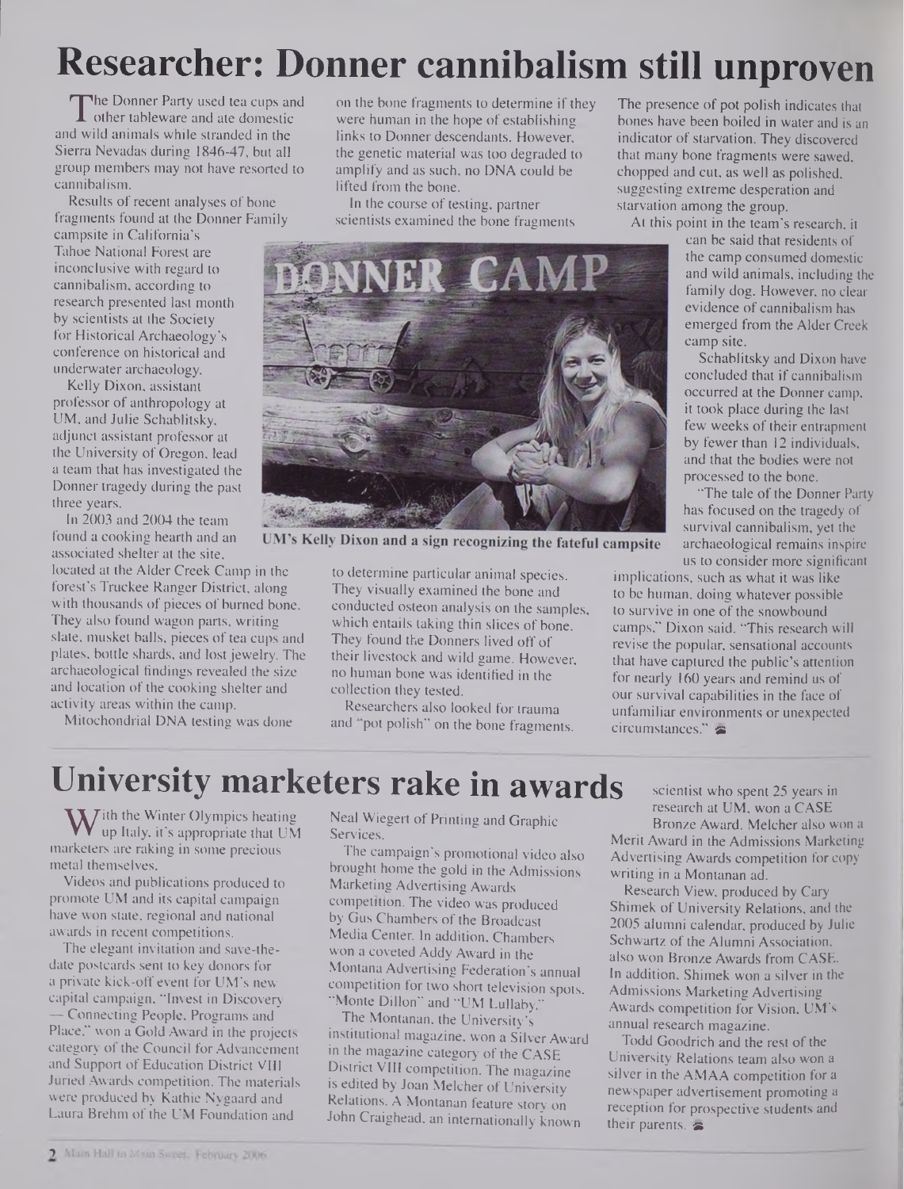# Researcher: Donner cannibalism still unproven

The Donner Party used tea cups and other tableware and ate domestic and wild animals while stranded in the Sierra Nevadas during 1846-47, but all group members may not have resorted to cannibalism.

Results of recent analyses of bone fragments found at the Donner Family campsite in California's Tahoe National Forest are inconclusive with regard to cannibalism, according to research presented last month by scientists at the Society for Historical Archaeology's conference on historical and underwater archaeology.

Kelly Dixon, assistant professor of anthropology at UM, and Julie Schablitsky, adjunct assistant professor at the University of Oregon, lead a team that has investigated the Donner tragedy during the past three years.

In 2003 and 2004 the team found a cooking hearth and an associated shelter at the site, located at the Alder Creek Camp in the forest's Truckee Ranger District, along with thousands of pieces of burned bone. They also found wagon parts, writing slate, musket balls, pieces of tea cups and plates, bottle shards, and lost jewelry. The archaeological findings revealed the size and location of the cooking shelter and activity areas within the camp.

Mitochondrial DNA testing was done on the bone fragments to determine if they were human in the hope of establishing links to Donner descendants. However, the genetic material was too degraded to amplify and as such, no DNA could be lifted from the bone.

In the course of testing, partner scientists examined the bone fragments to determine particular animal species. They visually examined the bone and conducted osteon analysis on the samples, which entails taking thin slices of bone. They found the Donners lived off of their livestock and wild game. However, no human bone was identified in the collection they tested.

UM's Kelly Dixon and a sign recognizing the fateful campsite

Researchers also looked for trauma and "pot polish" on the bone fragments. The presence of pot polish indicates that bones have been boiled in water and is an indicator of starvation. They discovered that many bone fragments were sawed, chopped and cut, as well as polished, suggesting extreme desperation and starvation among the group.

At this point in the team's research, it can be said that residents of the camp consumed domestic and wild animals, including the family dog. However, no clear evidence of cannibalism has emerged from the Alder Creek camp site.

Schablitsky and Dixon have concluded that if cannibalism occurred at the Donner camp, it took place during the last few weeks of their entrapment by fewer than 12 individuals, and that the bodies were not processed to the bone.

"The tale of the Donner Party has focused on the tragedy of survival cannibalism, yet the archaeological remains inspire us to consider more significant implications, such as what it was like to be human, doing whatever possible to survive in one of the snowbound camps," Dixon said. "This research will revise the popular, sensational accounts that have captured the public's attention for nearly 160 years and remind us of our survival capabilities in the face of unfamiliar environments or unexpected circumstances."

# University marketers rake in awards

With the Winter Olympics heating up Italy, it's appropriate that UM marketers are raking in some precious metal themselves.

Videos and publications produced to promote UM and its capital campaign have won state, regional and national awards in recent competitions.

The elegant invitation and save-the-date postcards sent to key donors for a private kick-off event for UM's new capital campaign, "Invest in Discovery — Connecting People, Programs and Place," won a Gold Award in the projects category of the Council for Advancement and Support of Education District VIII Juried Awards competition. The materials were produced by Kathie Nygaard and Laura Brehm of the UM Foundation and Neal Wiegert of Printing and Graphic Services.

The campaign's promotional video also brought home the gold in the Admissions Marketing Advertising Awards competition. The video was produced by Gus Chambers of the Broadcast Media Center. In addition, Chambers won a coveted Addy Award in the Montana Advertising Federation's annual competition for two short television spots, "Monte Dillon" and "UM Lullaby."

The Montanan, the University's institutional magazine, won a Silver Award in the magazine category of the CASE District VIII competition. The magazine is edited by Joan Melcher of University Relations. A Montanan feature story on John Craighead, an internationally known scientist who spent 25 years in research at UM, won a CASE Bronze Award. Melcher also won a Merit Award in the Admissions Marketing Advertising Awards competition for copy writing in a Montanan ad.

Research View, produced by Cary Shimek of University Relations, and the 2005 alumni calendar, produced by Julie Schwartz of the Alumni Association, also won Bronze Awards from CASE. In addition, Shimek won a silver in the Admissions Marketing Advertising Awards competition for Vision, UM's annual research magazine.

Todd Goodrich and the rest of the University Relations team also won a silver in the AMAA competition for a newspaper advertisement promoting a reception for prospective students and their parents.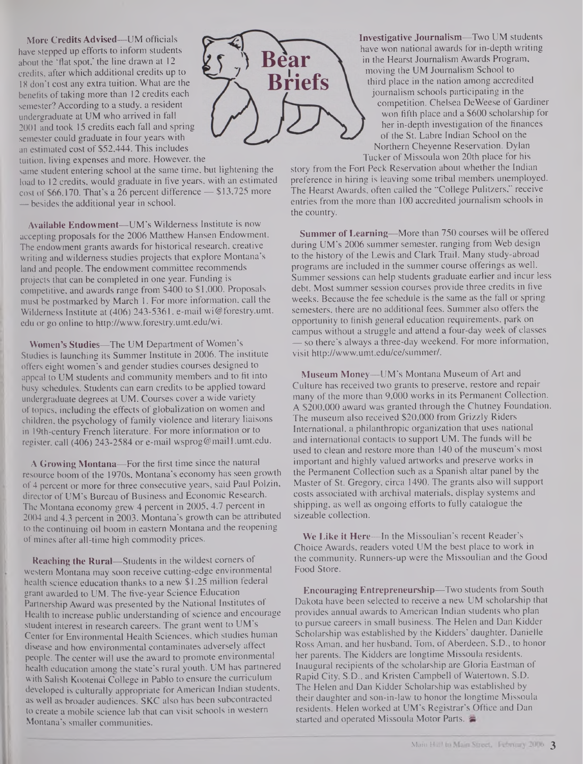# Bear Briefs

**More Credits Advised**—UM officials have stepped up efforts to inform students about the 'flat spot,' the line drawn at 12 credits, after which additional credits up to 18 don't cost any extra tuition. What are the benefits of taking more than 12 credits each semester? According to a study, a resident undergraduate at UM who arrived in fall 2001 and took 15 credits each fall and spring semester could graduate in four years with an estimated cost of $52,444. This includes tuition, living expenses and more. However, the same student entering school at the same time, but lightening the load to 12 credits, would graduate in five years, with an estimated cost of $66,170. That's a 26 percent difference — $13,725 more — besides the additional year in school.

**Available Endowment**—UM's Wilderness Institute is now accepting proposals for the 2006 Matthew Hansen Endowment. The endowment grants awards for historical research, creative writing and wilderness studies projects that explore Montana's land and people. The endowment committee recommends projects that can be completed in one year. Funding is competitive, and awards range from $400 to $1,000. Proposals must be postmarked by March 1. For more information, call the Wilderness Institute at (406) 243-5361, e-mail wi@forestry.umt.edu or go online to http://www.forestry.umt.edu/wi.

**Women's Studies**—The UM Department of Women's Studies is launching its Summer Institute in 2006. The institute offers eight women's and gender studies courses designed to appeal to UM students and community members and to fit into busy schedules. Students can earn credits to be applied toward undergraduate degrees at UM. Courses cover a wide variety of topics, including the effects of globalization on women and children, the psychology of family violence and literary liaisons in 19th-century French literature. For more information or to register, call (406) 243-2584 or e-mail wsprog@mail1.umt.edu.

**A Growing Montana**—For the first time since the natural resource boom of the 1970s, Montana's economy has seen growth of 4 percent or more for three consecutive years, said Paul Polzin, director of UM's Bureau of Business and Economic Research. The Montana economy grew 4 percent in 2005, 4.7 percent in 2004 and 4.3 percent in 2003. Montana's growth can be attributed to the continuing oil boom in eastern Montana and the reopening of mines after all-time high commodity prices.

**Reaching the Rural**—Students in the wildest corners of western Montana may soon receive cutting-edge environmental health science education thanks to a new $1.25 million federal grant awarded to UM. The five-year Science Education Partnership Award was presented by the National Institutes of Health to increase public understanding of science and encourage student interest in research careers. The grant went to UM's Center for Environmental Health Sciences, which studies human disease and how environmental contaminates adversely affect people. The center will use the award to promote environmental health education among the state's rural youth. UM has partnered with Salish Kootenai College in Pablo to ensure the curriculum developed is culturally appropriate for American Indian students, as well as broader audiences. SKC also has been subcontracted to create a mobile science lab that can visit schools in western Montana's smaller communities.

**Investigative Journalism**—Two UM students have won national awards for in-depth writing in the Hearst Journalism Awards Program, moving the UM Journalism School to third place in the nation among accredited journalism schools participating in the competition. Chelsea DeWeese of Gardiner won fifth place and a $600 scholarship for her in-depth investigation of the finances of the St. Labre Indian School on the Northern Cheyenne Reservation. Dylan Tucker of Missoula won 20th place for his story from the Fort Peck Reservation about whether the Indian preference in hiring is leaving some tribal members unemployed. The Hearst Awards, often called the "College Pulitzers," receive entries from the more than 100 accredited journalism schools in the country.

**Summer of Learning**—More than 750 courses will be offered during UM's 2006 summer semester, ranging from Web design to the history of the Lewis and Clark Trail. Many study-abroad programs are included in the summer course offerings as well. Summer sessions can help students graduate earlier and incur less debt. Most summer session courses provide three credits in five weeks. Because the fee schedule is the same as the fall or spring semesters, there are no additional fees. Summer also offers the opportunity to finish general education requirements, park on campus without a struggle and attend a four-day week of classes — so there's always a three-day weekend. For more information, visit http://www.umt.edu/ce/summer/.

**Museum Money**—UM's Montana Museum of Art and Culture has received two grants to preserve, restore and repair many of the more than 9,000 works in its Permanent Collection. A $200,000 award was granted through the Chutney Foundation. The museum also received $20,000 from Grizzly Riders International, a philanthropic organization that uses national and international contacts to support UM. The funds will be used to clean and restore more than 140 of the museum's most important and highly valued artworks and preserve works in the Permanent Collection such as a Spanish altar panel by the Master of St. Gregory, circa 1490. The grants also will support costs associated with archival materials, display systems and shipping, as well as ongoing efforts to fully catalogue the sizeable collection.

**We Like it Here**—In the Missoulian's recent Reader's Choice Awards, readers voted UM the best place to work in the community. Runners-up were the Missoulian and the Good Food Store.

**Encouraging Entrepreneurship**—Two students from South Dakota have been selected to receive a new UM scholarship that provides annual awards to American Indian students who plan to pursue careers in small business. The Helen and Dan Kidder Scholarship was established by the Kidders' daughter, Danielle Ross Aman, and her husband, Tom, of Aberdeen, S.D., to honor her parents. The Kidders are longtime Missoula residents. Inaugural recipients of the scholarship are Gloria Eastman of Rapid City, S.D., and Kristen Campbell of Watertown, S.D. The Helen and Dan Kidder Scholarship was established by their daughter and son-in-law to honor the longtime Missoula residents. Helen worked at UM's Registrar's Office and Dan started and operated Missoula Motor Parts.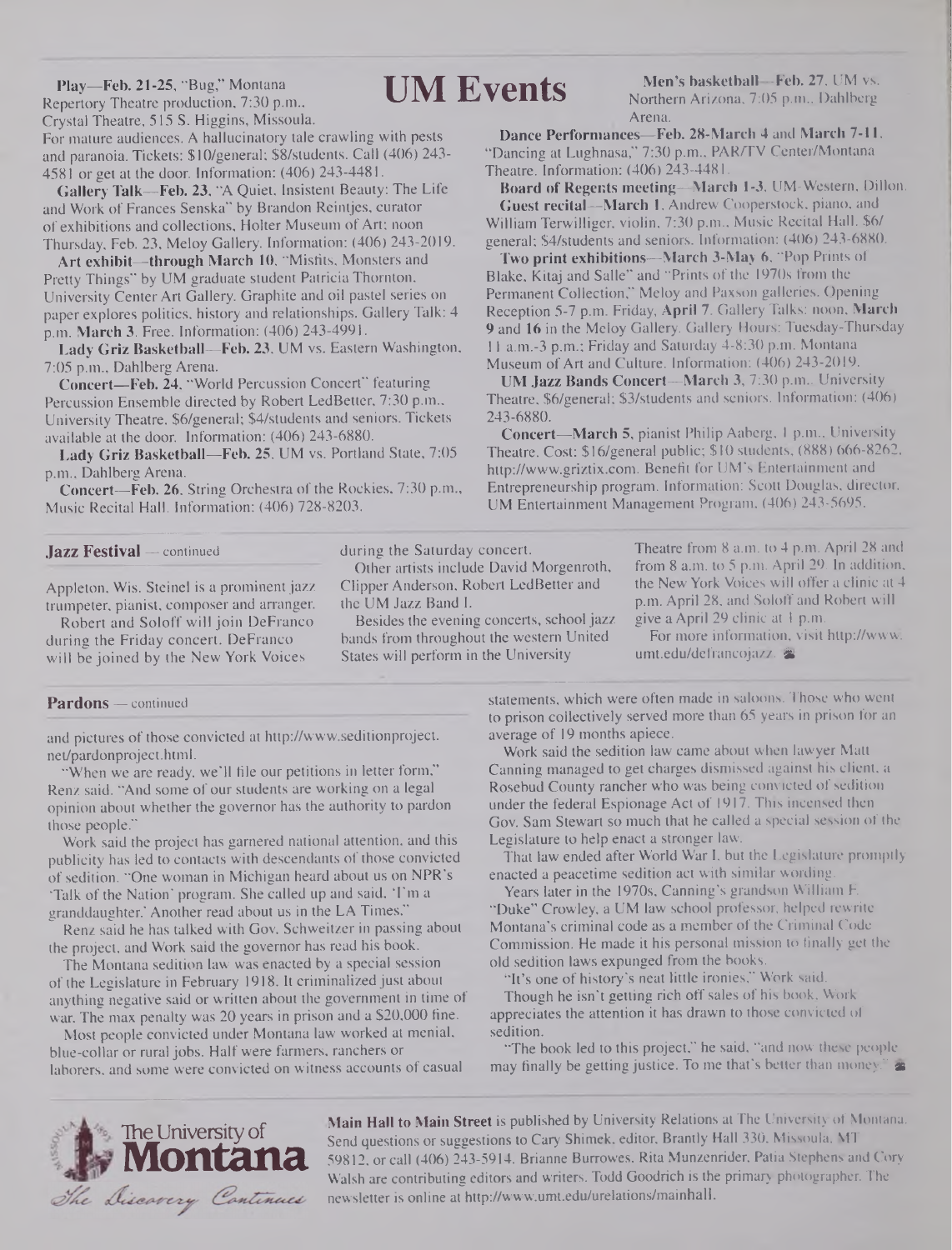# UM Events

**Play—Feb. 21-25**, "Bug," Montana Repertory Theatre production, 7:30 p.m., Crystal Theatre, 515 S. Higgins, Missoula. For mature audiences. A hallucinatory tale crawling with pests and paranoia. Tickets: $10/general; $8/students. Call (406) 243-4581 or get at the door. Information: (406) 243-4481.

**Gallery Talk—Feb. 23**, "A Quiet, Insistent Beauty: The Life and Work of Frances Senska" by Brandon Reintjes, curator of exhibitions and collections, Holter Museum of Art; noon Thursday, Feb. 23, Meloy Gallery. Information: (406) 243-2019.

**Art exhibit—through March 10**, "Misfits, Monsters and Pretty Things" by UM graduate student Patricia Thornton, University Center Art Gallery. Graphite and oil pastel series on paper explores politics, history and relationships. Gallery Talk: 4 p.m. **March 3**. Free. Information: (406) 243-4991.

**Lady Griz Basketball—Feb. 23**, UM vs. Eastern Washington, 7:05 p.m., Dahlberg Arena.

**Concert—Feb. 24**, "World Percussion Concert" featuring Percussion Ensemble directed by Robert LedBetter, 7:30 p.m., University Theatre. $6/general; $4/students and seniors. Tickets available at the door. Information: (406) 243-6880.

**Lady Griz Basketball—Feb. 25**, UM vs. Portland State, 7:05 p.m., Dahlberg Arena.

**Concert—Feb. 26**, String Orchestra of the Rockies, 7:30 p.m., Music Recital Hall. Information: (406) 728-8203.

**Men's basketball—Feb. 27**, UM vs. Northern Arizona, 7:05 p.m., Dahlberg Arena.

**Dance Performances—Feb. 28-March 4** and **March 7-11**, "Dancing at Lughnasa," 7:30 p.m., PAR/TV Center/Montana Theatre. Information: (406) 243-4481.

**Board of Regents meeting—March 1-3**, UM-Western, Dillon.

**Guest recital—March 1**, Andrew Cooperstock, piano, and William Terwilliger, violin, 7:30 p.m., Music Recital Hall. $6/general; $4/students and seniors. Information: (406) 243-6880.

**Two print exhibitions—March 3-May 6**, "Pop Prints of Blake, Kitaj and Salle" and "Prints of the 1970s from the Permanent Collection," Meloy and Paxson galleries. Opening Reception 5-7 p.m. Friday, **April 7**. Gallery Talks: noon, **March 9** and **16** in the Meloy Gallery. Gallery Hours: Tuesday-Thursday 11 a.m.-3 p.m.; Friday and Saturday 4-8:30 p.m. Montana Museum of Art and Culture. Information: (406) 243-2019.

**UM Jazz Bands Concert—March 3**, 7:30 p.m., University Theatre. $6/general; $3/students and seniors. Information: (406) 243-6880.

**Concert—March 5**, pianist Philip Aaberg, 1 p.m., University Theatre. Cost: $16/general public; $10 students, (888) 666-8262, http://www.griztix.com. Benefit for UM's Entertainment and Entrepreneurship program. Information: Scott Douglas, director, UM Entertainment Management Program, (406) 243-5695.

## Jazz Festival — continued

Appleton, Wis. Steinel is a prominent jazz trumpeter, pianist, composer and arranger.

Robert and Soloff will join DeFranco during the Friday concert. DeFranco will be joined by the New York Voices during the Saturday concert.

Other artists include David Morgenroth, Clipper Anderson, Robert LedBetter and the UM Jazz Band I.

Besides the evening concerts, school jazz bands from throughout the western United States will perform in the University Theatre from 8 a.m. to 4 p.m. April 28 and from 8 a.m. to 5 p.m. April 29. In addition, the New York Voices will offer a clinic at 4 p.m. April 28, and Soloff and Robert will give a April 29 clinic at 1 p.m.

For more information, visit http://www.umt.edu/defrancojazz.

## Pardons — continued

and pictures of those convicted at http://www.seditionproject.net/pardonproject.html.

"When we are ready, we'll file our petitions in letter form," Renz said. "And some of our students are working on a legal opinion about whether the governor has the authority to pardon those people."

Work said the project has garnered national attention, and this publicity has led to contacts with descendants of those convicted of sedition. "One woman in Michigan heard about us on NPR's 'Talk of the Nation' program. She called up and said, 'I'm a granddaughter.' Another read about us in the LA Times."

Renz said he has talked with Gov. Schweitzer in passing about the project, and Work said the governor has read his book.

The Montana sedition law was enacted by a special session of the Legislature in February 1918. It criminalized just about anything negative said or written about the government in time of war. The max penalty was 20 years in prison and a $20,000 fine.

Most people convicted under Montana law worked at menial, blue-collar or rural jobs. Half were farmers, ranchers or laborers, and some were convicted on witness accounts of casual statements, which were often made in saloons. Those who went to prison collectively served more than 65 years in prison for an average of 19 months apiece.

Work said the sedition law came about when lawyer Matt Canning managed to get charges dismissed against his client, a Rosebud County rancher who was being convicted of sedition under the federal Espionage Act of 1917. This incensed then Gov. Sam Stewart so much that he called a special session of the Legislature to help enact a stronger law.

That law ended after World War I, but the Legislature promptly enacted a peacetime sedition act with similar wording.

Years later in the 1970s, Canning's grandson William F. "Duke" Crowley, a UM law school professor, helped rewrite Montana's criminal code as a member of the Criminal Code Commission. He made it his personal mission to finally get the old sedition laws expunged from the books.

"It's one of history's neat little ironies," Work said.

Though he isn't getting rich off sales of his book, Work appreciates the attention it has drawn to those convicted of sedition.

"The book led to this project," he said, "and now these people may finally be getting justice. To me that's better than money."

---

The University of Montana — The Discovery Continues

**Main Hall to Main Street** is published by University Relations at The University of Montana. Send questions or suggestions to Cary Shimek, editor, Brantly Hall 330, Missoula, MT 59812, or call (406) 243-5914. Brianne Burrowes, Rita Munzenrider, Patia Stephens and Cory Walsh are contributing editors and writers. Todd Goodrich is the primary photographer. The newsletter is online at http://www.umt.edu/urelations/mainhall.